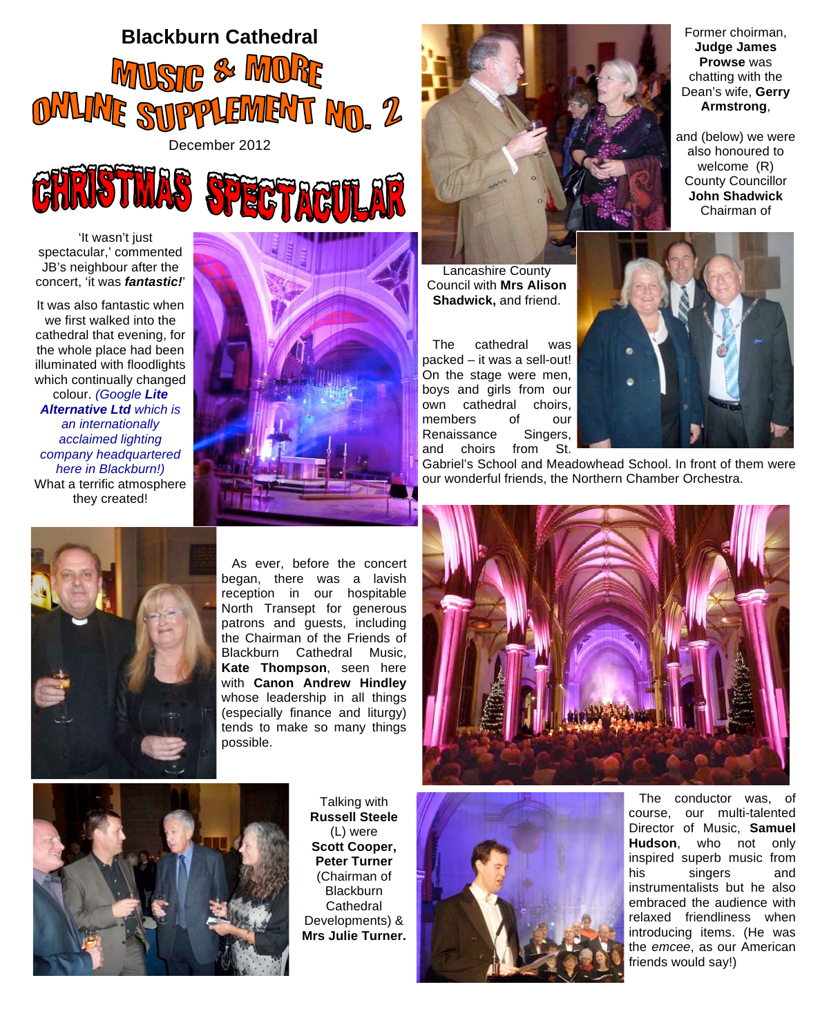**Blackburn Cathedral**

# MUSIC & MORE ONLINE SUPPLEMENT NO. 2

December 2012

## CHRISTMAS SPECTACULAR

'It wasn't just spectacular,' commented JB's neighbour after the concert, 'it was ***fantastic!***'

It was also fantastic when we first walked into the cathedral that evening, for the whole place had been illuminated with floodlights which continually changed colour. *(Google **Lite Alternative Ltd** which is an internationally acclaimed lighting company headquartered here in Blackburn!)* What a terrific atmosphere they created!

Former choirman, **Judge James Prowse** was chatting with the Dean's wife, **Gerry Armstrong**,

and (below) we were also honoured to welcome (R) County Councillor **John Shadwick** Chairman of Lancashire County Council with **Mrs Alison Shadwick,** and friend.

The cathedral was packed – it was a sell-out! On the stage were men, boys and girls from our own cathedral choirs, members of our Renaissance Singers, and choirs from St. Gabriel's School and Meadowhead School. In front of them were our wonderful friends, the Northern Chamber Orchestra.

As ever, before the concert began, there was a lavish reception in our hospitable North Transept for generous patrons and guests, including the Chairman of the Friends of Blackburn Cathedral Music, **Kate Thompson**, seen here with **Canon Andrew Hindley** whose leadership in all things (especially finance and liturgy) tends to make so many things possible.

Talking with **Russell Steele** (L) were **Scott Cooper, Peter Turner** (Chairman of Blackburn Cathedral Developments) & **Mrs Julie Turner.**

The conductor was, of course, our multi-talented Director of Music, **Samuel Hudson**, who not only inspired superb music from his singers and instrumentalists but he also embraced the audience with relaxed friendliness when introducing items. (He was the *emcee*, as our American friends would say!)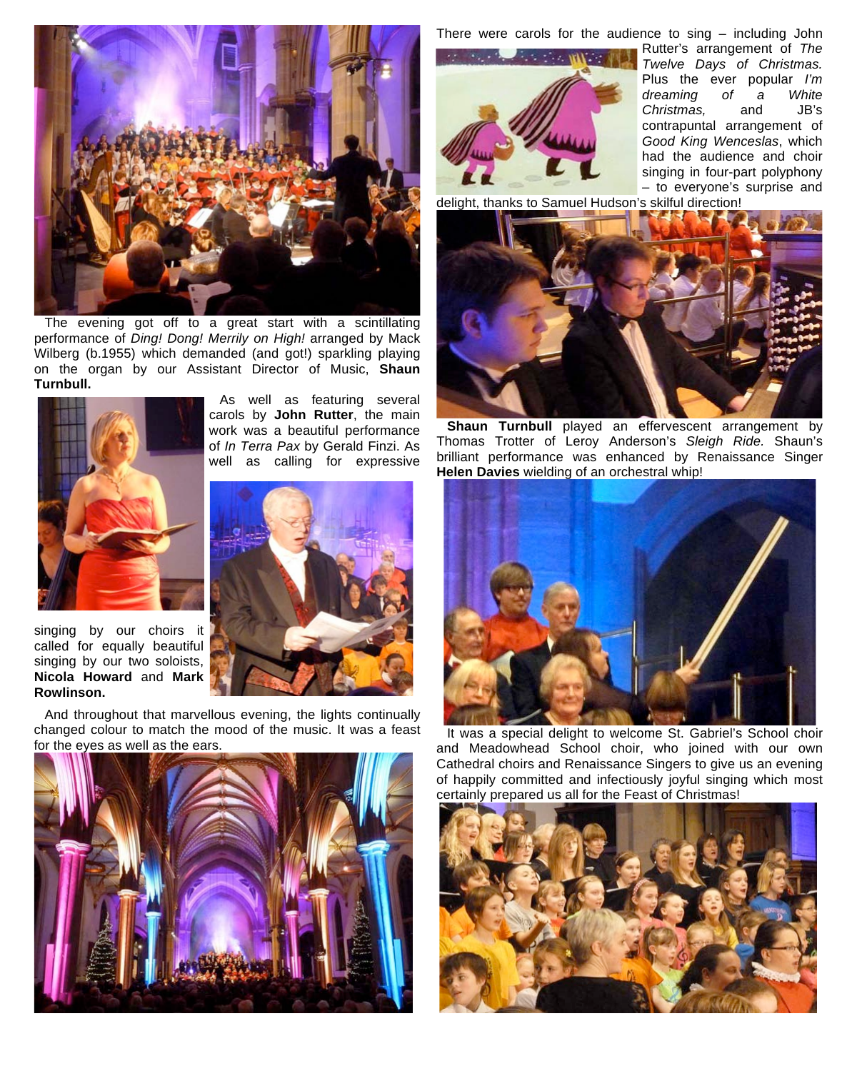The evening got off to a great start with a scintillating performance of *Ding! Dong! Merrily on High!* arranged by Mack Wilberg (b.1955) which demanded (and got!) sparkling playing on the organ by our Assistant Director of Music, **Shaun Turnbull.**

As well as featuring several carols by **John Rutter**, the main work was a beautiful performance of *In Terra Pax* by Gerald Finzi. As well as calling for expressive singing by our choirs it called for equally beautiful singing by our two soloists, **Nicola Howard** and **Mark Rowlinson.**

And throughout that marvellous evening, the lights continually changed colour to match the mood of the music. It was a feast for the eyes as well as the ears.

There were carols for the audience to sing – including John Rutter's arrangement of *The Twelve Days of Christmas.* Plus the ever popular *I'm dreaming of a White Christmas,* and JB's contrapuntal arrangement of *Good King Wenceslas*, which had the audience and choir singing in four-part polyphony – to everyone's surprise and delight, thanks to Samuel Hudson's skilful direction!

**Shaun Turnbull** played an effervescent arrangement by Thomas Trotter of Leroy Anderson's *Sleigh Ride.* Shaun's brilliant performance was enhanced by Renaissance Singer **Helen Davies** wielding of an orchestral whip!

It was a special delight to welcome St. Gabriel's School choir and Meadowhead School choir, who joined with our own Cathedral choirs and Renaissance Singers to give us an evening of happily committed and infectiously joyful singing which most certainly prepared us all for the Feast of Christmas!